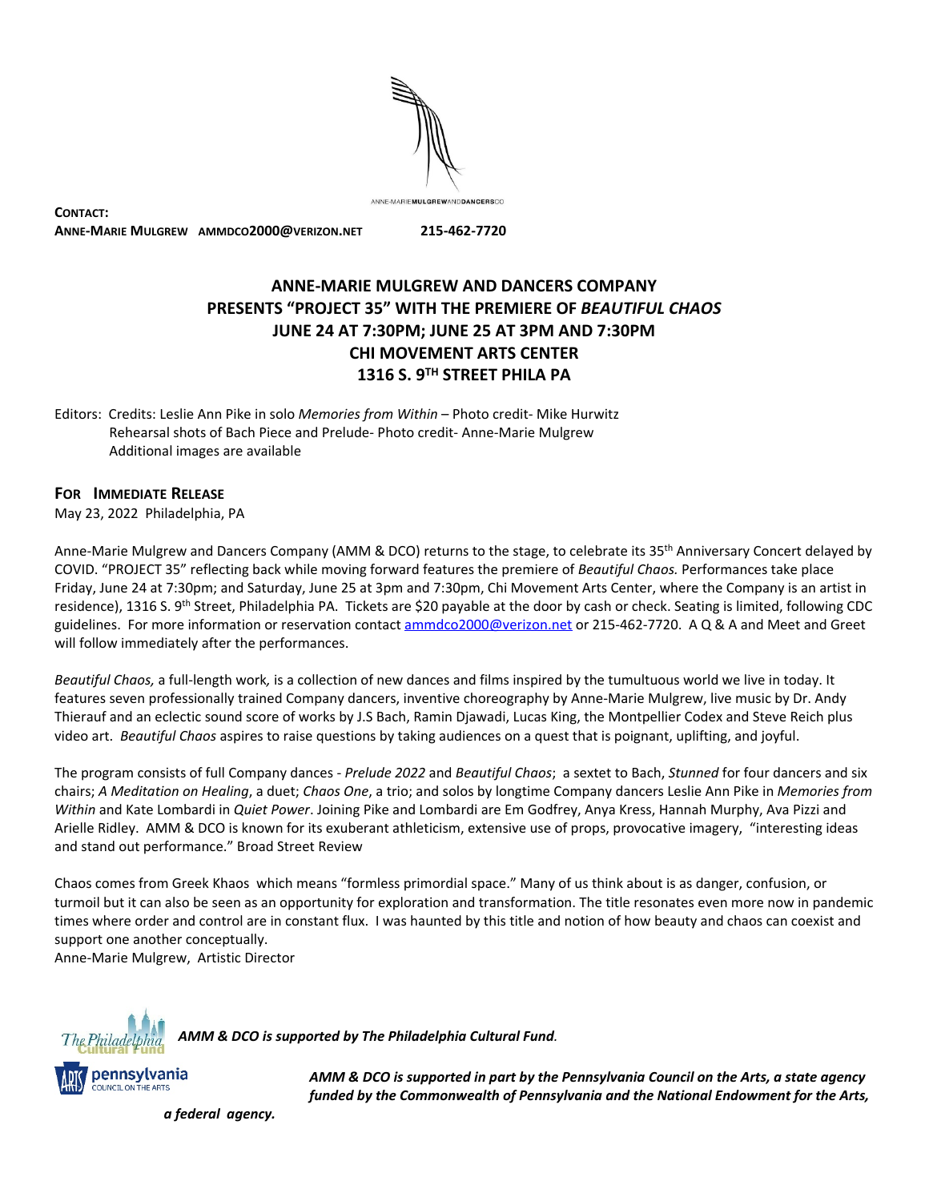ANNE-MARIEMULGREWANDDANCERSCO

**CONTACT:**
**ANNE-MARIE MULGREW AMMDCO2000@VERIZON.NET 215-462-7720**

## ANNE-MARIE MULGREW AND DANCERS COMPANY
## PRESENTS "PROJECT 35" WITH THE PREMIERE OF *BEAUTIFUL CHAOS*
## JUNE 24 AT 7:30PM; JUNE 25 AT 3PM AND 7:30PM
## CHI MOVEMENT ARTS CENTER
## 1316 S. 9TH STREET PHILA PA

Editors: Credits: Leslie Ann Pike in solo *Memories from Within* – Photo credit- Mike Hurwitz
Rehearsal shots of Bach Piece and Prelude- Photo credit- Anne-Marie Mulgrew
Additional images are available

**FOR IMMEDIATE RELEASE**
May 23, 2022 Philadelphia, PA

Anne-Marie Mulgrew and Dancers Company (AMM & DCO) returns to the stage, to celebrate its 35th Anniversary Concert delayed by COVID. "PROJECT 35" reflecting back while moving forward features the premiere of *Beautiful Chaos.* Performances take place Friday, June 24 at 7:30pm; and Saturday, June 25 at 3pm and 7:30pm, Chi Movement Arts Center, where the Company is an artist in residence), 1316 S. 9th Street, Philadelphia PA. Tickets are $20 payable at the door by cash or check. Seating is limited, following CDC guidelines. For more information or reservation contact ammdco2000@verizon.net or 215-462-7720. A Q & A and Meet and Greet will follow immediately after the performances.

*Beautiful Chaos,* a full-length work*,* is a collection of new dances and films inspired by the tumultuous world we live in today. It features seven professionally trained Company dancers, inventive choreography by Anne-Marie Mulgrew, live music by Dr. Andy Thierauf and an eclectic sound score of works by J.S Bach, Ramin Djawadi, Lucas King, the Montpellier Codex and Steve Reich plus video art. *Beautiful Chaos* aspires to raise questions by taking audiences on a quest that is poignant, uplifting, and joyful.

The program consists of full Company dances - *Prelude 2022* and *Beautiful Chaos*; a sextet to Bach, *Stunned* for four dancers and six chairs; *A Meditation on Healing*, a duet; *Chaos One*, a trio; and solos by longtime Company dancers Leslie Ann Pike in *Memories from Within* and Kate Lombardi in *Quiet Power*. Joining Pike and Lombardi are Em Godfrey, Anya Kress, Hannah Murphy, Ava Pizzi and Arielle Ridley. AMM & DCO is known for its exuberant athleticism, extensive use of props, provocative imagery, "interesting ideas and stand out performance." Broad Street Review

Chaos comes from Greek Khaos which means "formless primordial space." Many of us think about is as danger, confusion, or turmoil but it can also be seen as an opportunity for exploration and transformation. The title resonates even more now in pandemic times where order and control are in constant flux. I was haunted by this title and notion of how beauty and chaos can coexist and support one another conceptually.
Anne-Marie Mulgrew, Artistic Director

*__AMM & DCO is supported by The Philadelphia Cultural Fund.__*

*__AMM & DCO is supported in part by the Pennsylvania Council on the Arts, a state agency funded by the Commonwealth of Pennsylvania and the National Endowment for the Arts, a federal agency.__*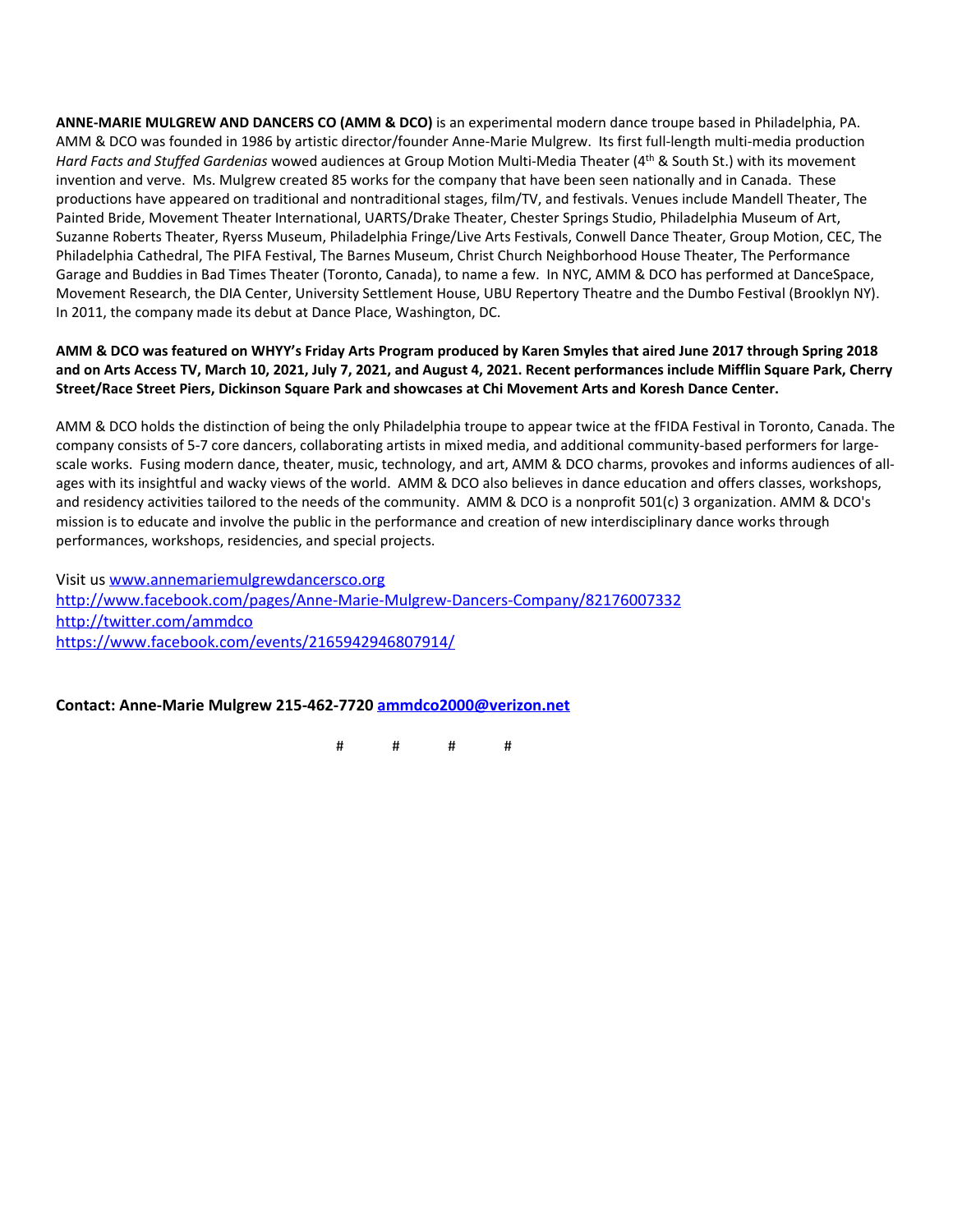**ANNE-MARIE MULGREW AND DANCERS CO (AMM & DCO)** is an experimental modern dance troupe based in Philadelphia, PA. AMM & DCO was founded in 1986 by artistic director/founder Anne-Marie Mulgrew. Its first full-length multi-media production *Hard Facts and Stuffed Gardenias* wowed audiences at Group Motion Multi-Media Theater (4th & South St.) with its movement invention and verve. Ms. Mulgrew created 85 works for the company that have been seen nationally and in Canada. These productions have appeared on traditional and nontraditional stages, film/TV, and festivals. Venues include Mandell Theater, The Painted Bride, Movement Theater International, UARTS/Drake Theater, Chester Springs Studio, Philadelphia Museum of Art, Suzanne Roberts Theater, Ryerss Museum, Philadelphia Fringe/Live Arts Festivals, Conwell Dance Theater, Group Motion, CEC, The Philadelphia Cathedral, The PIFA Festival, The Barnes Museum, Christ Church Neighborhood House Theater, The Performance Garage and Buddies in Bad Times Theater (Toronto, Canada), to name a few. In NYC, AMM & DCO has performed at DanceSpace, Movement Research, the DIA Center, University Settlement House, UBU Repertory Theatre and the Dumbo Festival (Brooklyn NY). In 2011, the company made its debut at Dance Place, Washington, DC.

**AMM & DCO was featured on WHYY's Friday Arts Program produced by Karen Smyles that aired June 2017 through Spring 2018 and on Arts Access TV, March 10, 2021, July 7, 2021, and August 4, 2021. Recent performances include Mifflin Square Park, Cherry Street/Race Street Piers, Dickinson Square Park and showcases at Chi Movement Arts and Koresh Dance Center.**

AMM & DCO holds the distinction of being the only Philadelphia troupe to appear twice at the fFIDA Festival in Toronto, Canada. The company consists of 5-7 core dancers, collaborating artists in mixed media, and additional community-based performers for large-scale works. Fusing modern dance, theater, music, technology, and art, AMM & DCO charms, provokes and informs audiences of all-ages with its insightful and wacky views of the world. AMM & DCO also believes in dance education and offers classes, workshops, and residency activities tailored to the needs of the community. AMM & DCO is a nonprofit 501(c) 3 organization. AMM & DCO's mission is to educate and involve the public in the performance and creation of new interdisciplinary dance works through performances, workshops, residencies, and special projects.

Visit us www.annemariemulgrewdancersco.org
http://www.facebook.com/pages/Anne-Marie-Mulgrew-Dancers-Company/82176007332
http://twitter.com/ammdco
https://www.facebook.com/events/2165942946807914/

**Contact: Anne-Marie Mulgrew 215-462-7720 ammdco2000@verizon.net**

# # # #